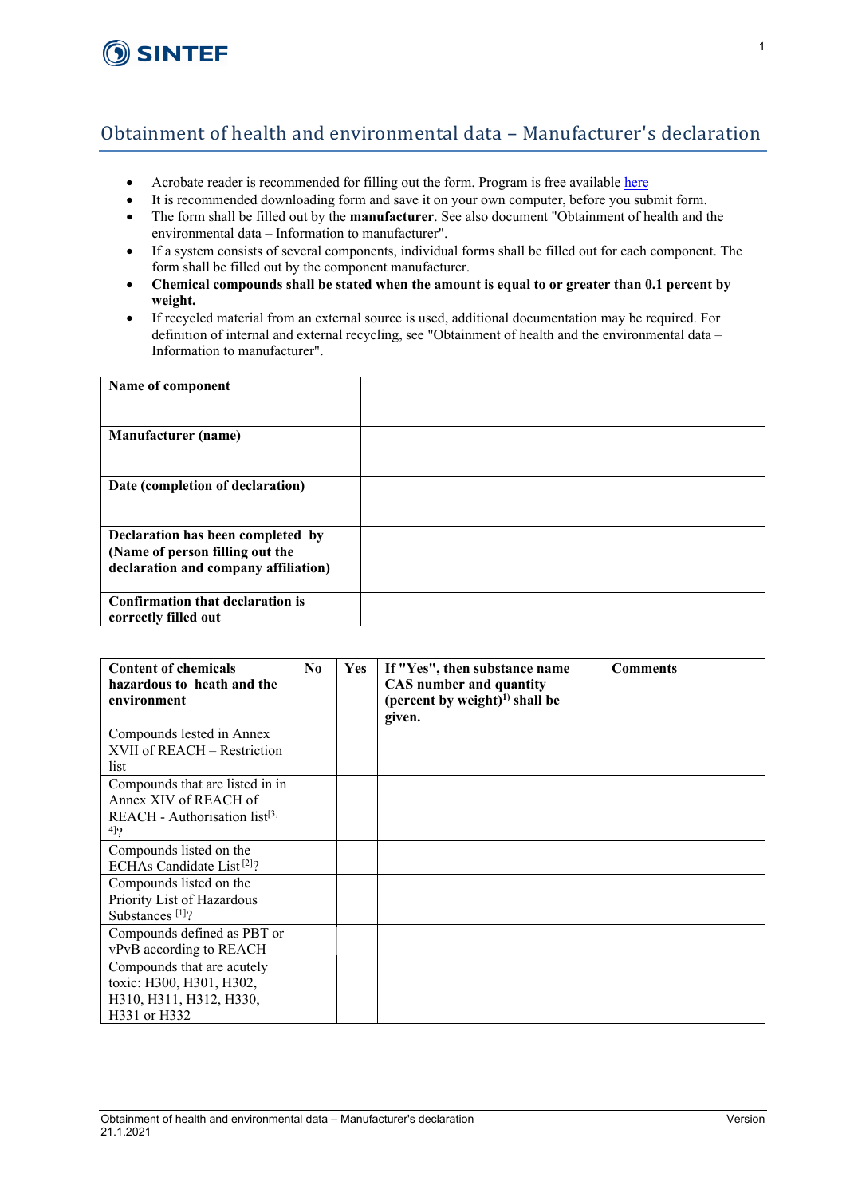# Obtainment of health and environmental data – Manufacturer's declaration

- Acrobate reader is recommended for filling out the form. Program is free available here
- It is recommended downloading form and save it on your own computer, before you submit form.
- The form shall be filled out by the **manufacturer**. See also document "Obtainment of health and the environmental data – Information to manufacturer".
- If a system consists of several components, individual forms shall be filled out for each component. The form shall be filled out by the component manufacturer.
- **Chemical compounds shall be stated when the amount is equal to or greater than 0.1 percent by weight.**
- If recycled material from an external source is used, additional documentation may be required. For definition of internal and external recycling, see "Obtainment of health and the environmental data – Information to manufacturer".

| | |
|---|---|
| **Name of component** | |
| **Manufacturer (name)** | |
| **Date (completion of declaration)** | |
| **Declaration has been completed by (Name of person filling out the declaration and company affiliation)** | |
| **Confirmation that declaration is correctly filled out** | |

| **Content of chemicals hazardous to heath and the environment** | **No** | **Yes** | **If "Yes", then substance name CAS number and quantity (percent by weight)[1] shall be given.** | **Comments** |
|---|---|---|---|---|
| Compounds lested in Annex XVII of REACH – Restriction list | | | | |
| Compounds that are listed in in Annex XIV of REACH of REACH - Authorisation list[3, 4]? | | | | |
| Compounds listed on the ECHAs Candidate List [2]? | | | | |
| Compounds listed on the Priority List of Hazardous Substances [1]? | | | | |
| Compounds defined as PBT or vPvB according to REACH | | | | |
| Compounds that are acutely toxic: H300, H301, H302, H310, H311, H312, H330, H331 or H332 | | | | |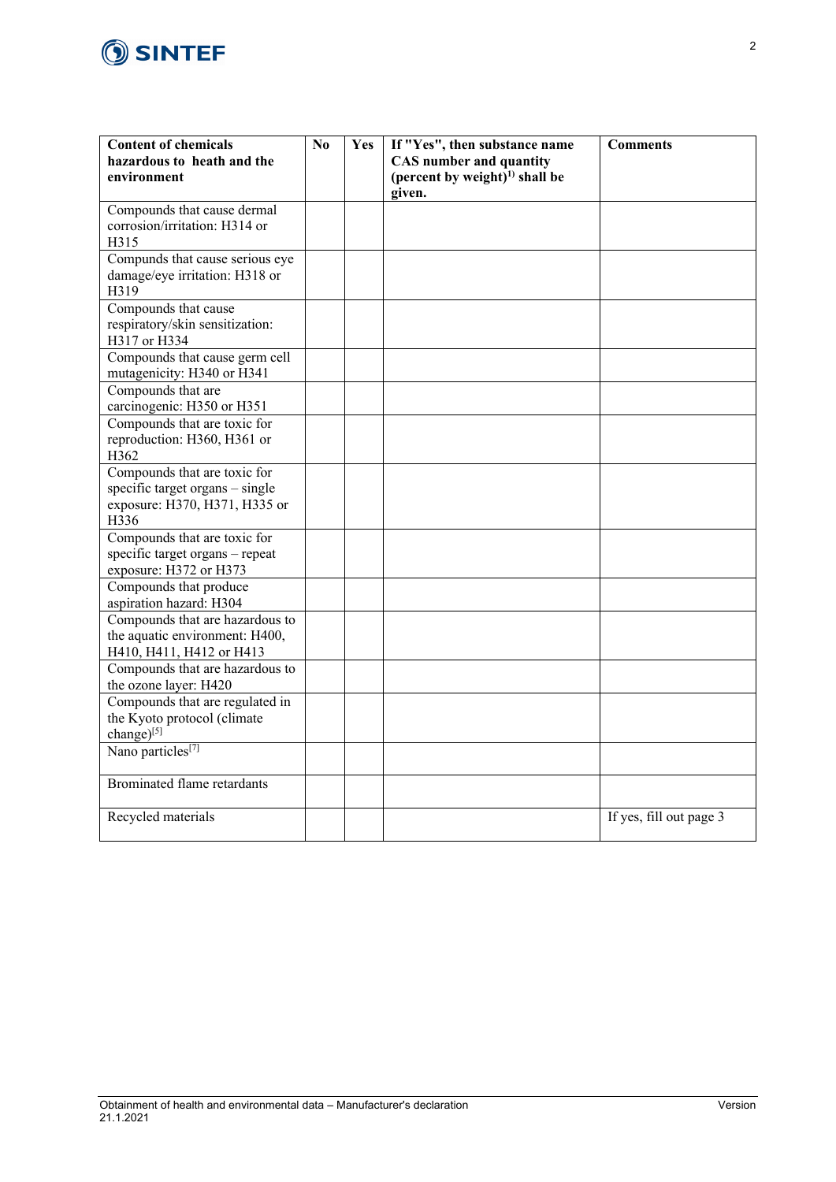| **Content of chemicals hazardous to heath and the environment** | **No** | **Yes** | **If "Yes", then substance name CAS number and quantity (percent by weight)[1)] shall be given.** | **Comments** |
|---|---|---|---|---|
| Compounds that cause dermal corrosion/irritation: H314 or H315 | | | | |
| Compunds that cause serious eye damage/eye irritation: H318 or H319 | | | | |
| Compounds that cause respiratory/skin sensitization: H317 or H334 | | | | |
| Compounds that cause germ cell mutagenicity: H340 or H341 | | | | |
| Compounds that are carcinogenic: H350 or H351 | | | | |
| Compounds that are toxic for reproduction: H360, H361 or H362 | | | | |
| Compounds that are toxic for specific target organs – single exposure: H370, H371, H335 or H336 | | | | |
| Compounds that are toxic for specific target organs – repeat exposure: H372 or H373 | | | | |
| Compounds that produce aspiration hazard: H304 | | | | |
| Compounds that are hazardous to the aquatic environment: H400, H410, H411, H412 or H413 | | | | |
| Compounds that are hazardous to the ozone layer: H420 | | | | |
| Compounds that are regulated in the Kyoto protocol (climate change)[5] | | | | |
| Nano particles[7] | | | | |
| Brominated flame retardants | | | | |
| Recycled materials | | | | If yes, fill out page 3 |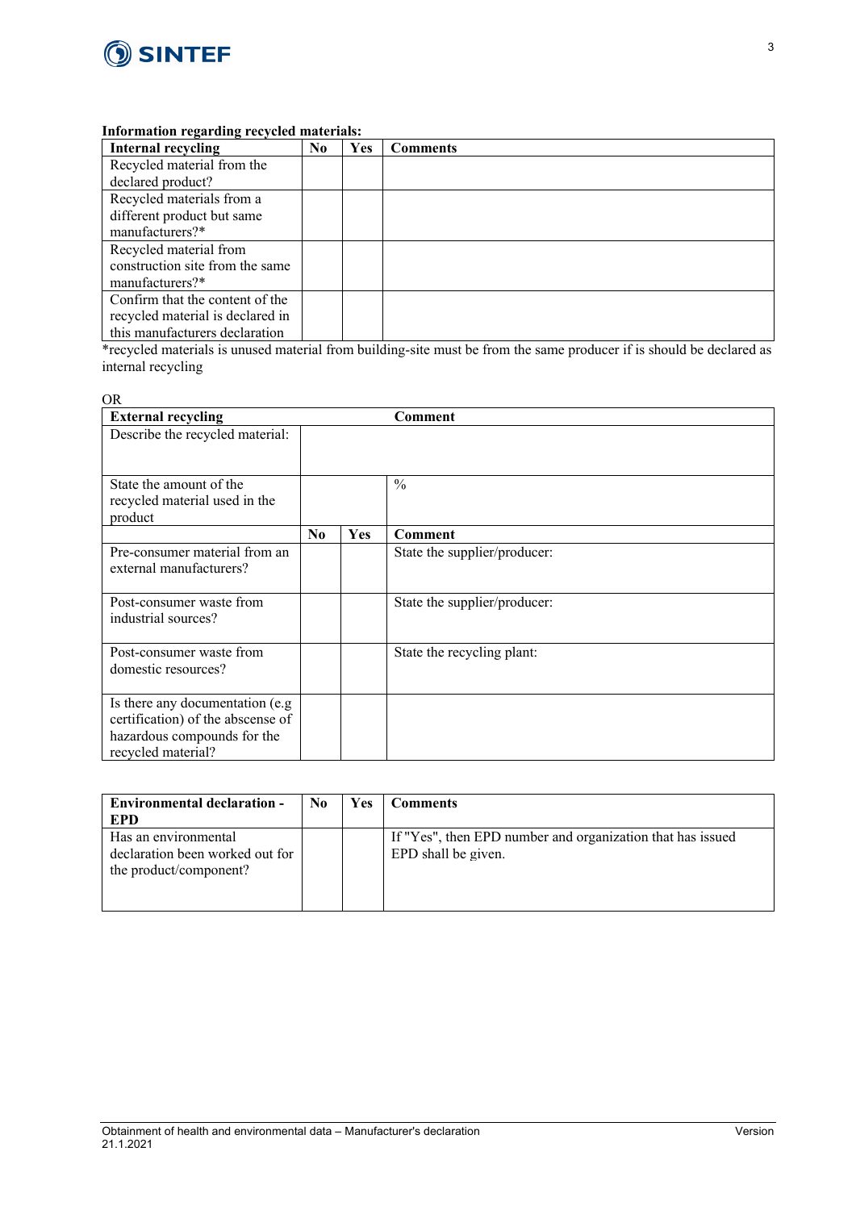**Information regarding recycled materials:**

| Internal recycling | No | Yes | Comments |
|---|---|---|---|
| Recycled material from the declared product? | | | |
| Recycled materials from a different product but same manufacturers?* | | | |
| Recycled material from construction site from the same manufacturers?* | | | |
| Confirm that the content of the recycled material is declared in this manufacturers declaration | | | |

*recycled materials is unused material from building-site must be from the same producer if is should be declared as internal recycling

OR

| External recycling | | | Comment |
|---|---|---|---|
| Describe the recycled material: | | | |
| State the amount of the recycled material used in the product | | | % |
| | **No** | **Yes** | **Comment** |
| Pre-consumer material from an external manufacturers? | | | State the supplier/producer: |
| Post-consumer waste from industrial sources? | | | State the supplier/producer: |
| Post-consumer waste from domestic resources? | | | State the recycling plant: |
| Is there any documentation (e.g certification) of the abscense of hazardous compounds for the recycled material? | | | |

| Environmental declaration - EPD | No | Yes | Comments |
|---|---|---|---|
| Has an environmental declaration been worked out for the product/component? | | | If "Yes", then EPD number and organization that has issued EPD shall be given. |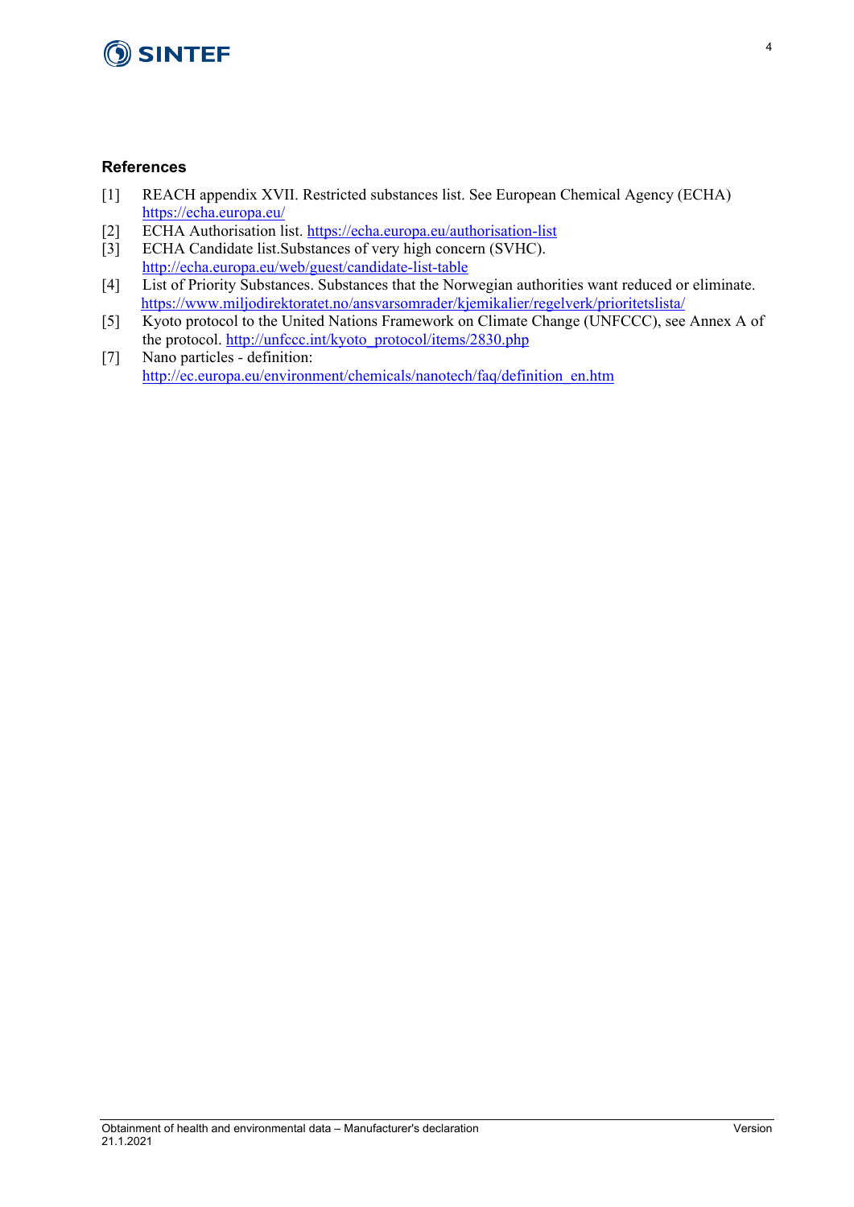### References

[1] REACH appendix XVII. Restricted substances list. See European Chemical Agency (ECHA) https://echa.europa.eu/

[2] ECHA Authorisation list. https://echa.europa.eu/authorisation-list

[3] ECHA Candidate list.Substances of very high concern (SVHC). http://echa.europa.eu/web/guest/candidate-list-table

[4] List of Priority Substances. Substances that the Norwegian authorities want reduced or eliminate. https://www.miljodirektoratet.no/ansvarsomrader/kjemikalier/regelverk/prioritetslista/

[5] Kyoto protocol to the United Nations Framework on Climate Change (UNFCCC), see Annex A of the protocol. http://unfccc.int/kyoto_protocol/items/2830.php

[7] Nano particles - definition: http://ec.europa.eu/environment/chemicals/nanotech/faq/definition_en.htm